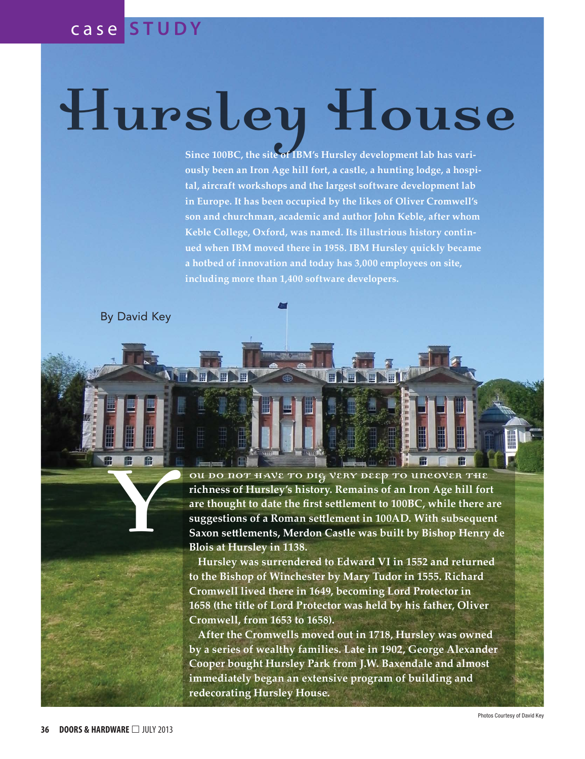case STUDY

# Hursley House

**Since 100BC, the site of IBM's Hursley development lab has variously been an Iron Age hill fort, a castle, a hunting lodge, a hospital, aircraft workshops and the largest software development lab in Europe. It has been occupied by the likes of Oliver Cromwell's son and churchman, academic and author John Keble, after whom Keble College, Oxford, was named. Its illustrious history continued when IBM moved there in 1958. IBM Hursley quickly became a hotbed of innovation and today has 3,000 employees on site, including more than 1,400 software developers.**

By David Key

You do not have to dig very deep to uncover the richness of Hursley's history. Remains of an Iron Age hill fort are thought to date the first settlement to 100BC, while there are suggestions of a Roman settlement in 100AD. With subsequent Saxon settlements, Merdon Castle was built by Bishop Henry de Blois at Hursley in 1138.

Hursley was surrendered to Edward VI in 1552 and returned to the Bishop of Winchester by Mary Tudor in 1555. Richard Cromwell lived there in 1649, becoming Lord Protector in 1658 (the title of Lord Protector was held by his father, Oliver Cromwell, from 1653 to 1658).

After the Cromwells moved out in 1718, Hursley was owned by a series of wealthy families. Late in 1902, George Alexander Cooper bought Hursley Park from J.W. Baxendale and almost immediately began an extensive program of building and redecorating Hursley House.

Photos Courtesy of David Key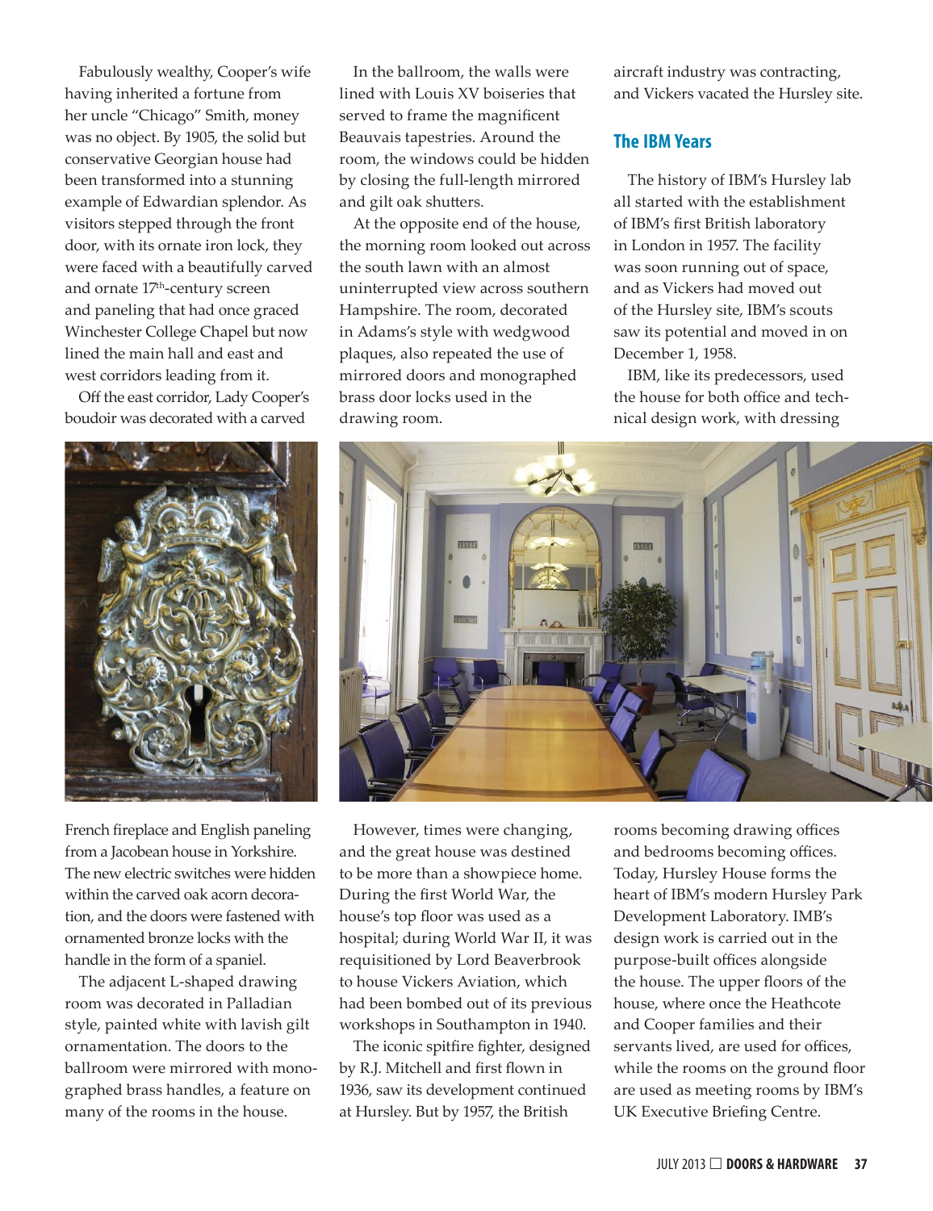Fabulously wealthy, Cooper's wife having inherited a fortune from her uncle "Chicago" Smith, money was no object. By 1905, the solid but conservative Georgian house had been transformed into a stunning example of Edwardian splendor. As visitors stepped through the front door, with its ornate iron lock, they were faced with a beautifully carved and ornate 17th-century screen and paneling that had once graced Winchester College Chapel but now lined the main hall and east and west corridors leading from it.

Off the east corridor, Lady Cooper's boudoir was decorated with a carved French fireplace and English paneling from a Jacobean house in Yorkshire. The new electric switches were hidden within the carved oak acorn decoration, and the doors were fastened with ornamented bronze locks with the handle in the form of a spaniel.

The adjacent L-shaped drawing room was decorated in Palladian style, painted white with lavish gilt ornamentation. The doors to the ballroom were mirrored with monographed brass handles, a feature on many of the rooms in the house.

In the ballroom, the walls were lined with Louis XV boiseries that served to frame the magnificent Beauvais tapestries. Around the room, the windows could be hidden by closing the full-length mirrored and gilt oak shutters.

At the opposite end of the house, the morning room looked out across the south lawn with an almost uninterrupted view across southern Hampshire. The room, decorated in Adams's style with wedgwood plaques, also repeated the use of mirrored doors and monographed brass door locks used in the drawing room.

However, times were changing, and the great house was destined to be more than a showpiece home. During the first World War, the house's top floor was used as a hospital; during World War II, it was requisitioned by Lord Beaverbrook to house Vickers Aviation, which had been bombed out of its previous workshops in Southampton in 1940.

The iconic spitfire fighter, designed by R.J. Mitchell and first flown in 1936, saw its development continued at Hursley. But by 1957, the British aircraft industry was contracting, and Vickers vacated the Hursley site.

## The IBM Years

The history of IBM's Hursley lab all started with the establishment of IBM's first British laboratory in London in 1957. The facility was soon running out of space, and as Vickers had moved out of the Hursley site, IBM's scouts saw its potential and moved in on December 1, 1958.

IBM, like its predecessors, used the house for both office and technical design work, with dressing rooms becoming drawing offices and bedrooms becoming offices. Today, Hursley House forms the heart of IBM's modern Hursley Park Development Laboratory. IMB's design work is carried out in the purpose-built offices alongside the house. The upper floors of the house, where once the Heathcote and Cooper families and their servants lived, are used for offices, while the rooms on the ground floor are used as meeting rooms by IBM's UK Executive Briefing Centre.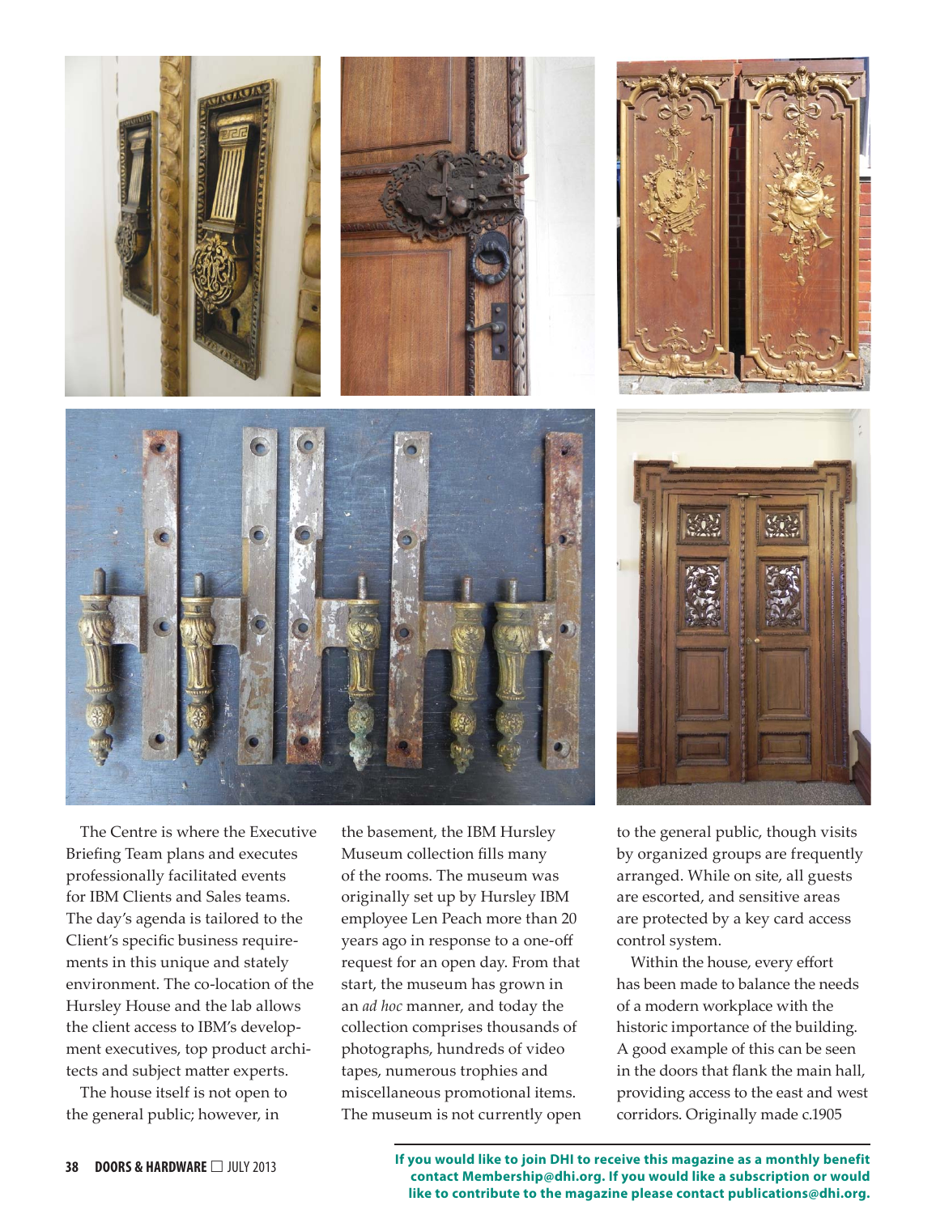The Centre is where the Executive Briefing Team plans and executes professionally facilitated events for IBM Clients and Sales teams. The day's agenda is tailored to the Client's specific business requirements in this unique and stately environment. The co-location of the Hursley House and the lab allows the client access to IBM's development executives, top product architects and subject matter experts.

The house itself is not open to the general public; however, in the basement, the IBM Hursley Museum collection fills many of the rooms. The museum was originally set up by Hursley IBM employee Len Peach more than 20 years ago in response to a one-off request for an open day. From that start, the museum has grown in an *ad hoc* manner, and today the collection comprises thousands of photographs, hundreds of video tapes, numerous trophies and miscellaneous promotional items. The museum is not currently open to the general public, though visits by organized groups are frequently arranged. While on site, all guests are escorted, and sensitive areas are protected by a key card access control system.

Within the house, every effort has been made to balance the needs of a modern workplace with the historic importance of the building. A good example of this can be seen in the doors that flank the main hall, providing access to the east and west corridors. Originally made c.1905

**If you would like to join DHI to receive this magazine as a monthly benefit contact Membership@dhi.org. If you would like a subscription or would like to contribute to the magazine please contact publications@dhi.org.**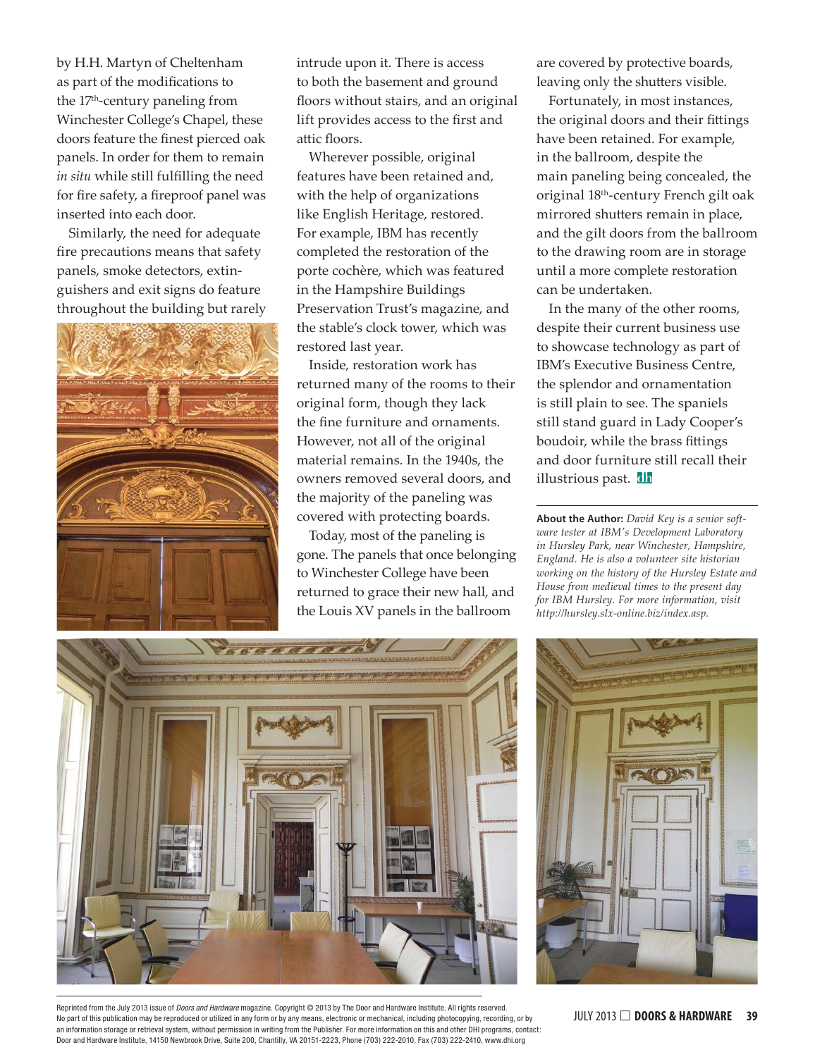by H.H. Martyn of Cheltenham as part of the modifications to the 17th-century paneling from Winchester College's Chapel, these doors feature the finest pierced oak panels. In order for them to remain *in situ* while still fulfilling the need for fire safety, a fireproof panel was inserted into each door.

Similarly, the need for adequate fire precautions means that safety panels, smoke detectors, extinguishers and exit signs do feature throughout the building but rarely intrude upon it. There is access to both the basement and ground floors without stairs, and an original lift provides access to the first and attic floors.

Wherever possible, original features have been retained and, with the help of organizations like English Heritage, restored. For example, IBM has recently completed the restoration of the porte cochère, which was featured in the Hampshire Buildings Preservation Trust's magazine, and the stable's clock tower, which was restored last year.

Inside, restoration work has returned many of the rooms to their original form, though they lack the fine furniture and ornaments. However, not all of the original material remains. In the 1940s, the owners removed several doors, and the majority of the paneling was covered with protecting boards.

Today, most of the paneling is gone. The panels that once belonging to Winchester College have been returned to grace their new hall, and the Louis XV panels in the ballroom are covered by protective boards, leaving only the shutters visible.

Fortunately, in most instances, the original doors and their fittings have been retained. For example, in the ballroom, despite the main paneling being concealed, the original 18th-century French gilt oak mirrored shutters remain in place, and the gilt doors from the ballroom to the drawing room are in storage until a more complete restoration can be undertaken.

In the many of the other rooms, despite their current business use to showcase technology as part of IBM's Executive Business Centre, the splendor and ornamentation is still plain to see. The spaniels still stand guard in Lady Cooper's boudoir, while the brass fittings and door furniture still recall their illustrious past.

**About the Author:** *David Key is a senior software tester at IBM's Development Laboratory in Hursley Park, near Winchester, Hampshire, England. He is also a volunteer site historian working on the history of the Hursley Estate and House from medieval times to the present day for IBM Hursley. For more information, visit http://hursley.slx-online.biz/index.asp.*

Reprinted from the July 2013 issue of *Doors and Hardware* magazine. Copyright © 2013 by The Door and Hardware Institute. All rights reserved. No part of this publication may be reproduced or utilized in any form or by any means, electronic or mechanical, including photocopying, recording, or by an information storage or retrieval system, without permission in writing from the Publisher. For more information on this and other DHI programs, contact: Door and Hardware Institute, 14150 Newbrook Drive, Suite 200, Chantilly, VA 20151-2223, Phone (703) 222-2010, Fax (703) 222-2410, www.dhi.org